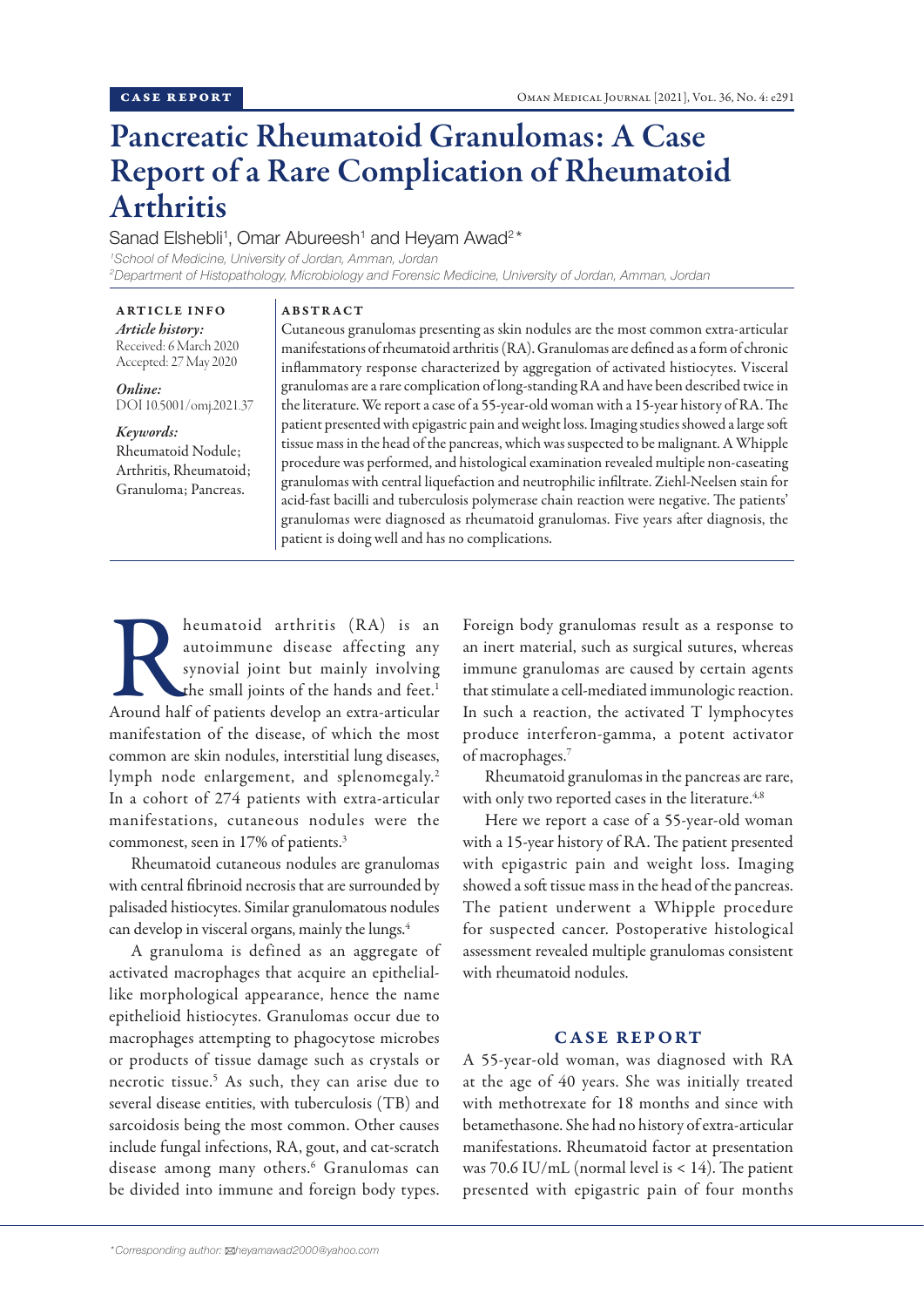CASE REPORT

# Pancreatic Rheumatoid Granulomas: A Case Report of a Rare Complication of Rheumatoid Arthritis

Sanad Elshebli[1], Omar Abureesh[1] and Heyam Awad[2]*

[1]*School of Medicine, University of Jordan, Amman, Jordan*
[2]*Department of Histopathology, Microbiology and Forensic Medicine, University of Jordan, Amman, Jordan*

**ARTICLE INFO**

*Article history:*
Received: 6 March 2020
Accepted: 27 May 2020

*Online:*
DOI 10.5001/omj.2021.37

*Keywords:*
Rheumatoid Nodule; Arthritis, Rheumatoid; Granuloma; Pancreas.

**ABSTRACT**

Cutaneous granulomas presenting as skin nodules are the most common extra-articular manifestations of rheumatoid arthritis (RA). Granulomas are defined as a form of chronic inflammatory response characterized by aggregation of activated histiocytes. Visceral granulomas are a rare complication of long-standing RA and have been described twice in the literature. We report a case of a 55-year-old woman with a 15-year history of RA. The patient presented with epigastric pain and weight loss. Imaging studies showed a large soft tissue mass in the head of the pancreas, which was suspected to be malignant. A Whipple procedure was performed, and histological examination revealed multiple non-caseating granulomas with central liquefaction and neutrophilic infiltrate. Ziehl-Neelsen stain for acid-fast bacilli and tuberculosis polymerase chain reaction were negative. The patients' granulomas were diagnosed as rheumatoid granulomas. Five years after diagnosis, the patient is doing well and has no complications.

Rheumatoid arthritis (RA) is an autoimmune disease affecting any synovial joint but mainly involving the small joints of the hands and feet.[1] Around half of patients develop an extra-articular manifestation of the disease, of which the most common are skin nodules, interstitial lung diseases, lymph node enlargement, and splenomegaly.[2] In a cohort of 274 patients with extra-articular manifestations, cutaneous nodules were the commonest, seen in 17% of patients.[3]

Rheumatoid cutaneous nodules are granulomas with central fibrinoid necrosis that are surrounded by palisaded histiocytes. Similar granulomatous nodules can develop in visceral organs, mainly the lungs.[4]

A granuloma is defined as an aggregate of activated macrophages that acquire an epithelial-like morphological appearance, hence the name epithelioid histiocytes. Granulomas occur due to macrophages attempting to phagocytose microbes or products of tissue damage such as crystals or necrotic tissue.[5] As such, they can arise due to several disease entities, with tuberculosis (TB) and sarcoidosis being the most common. Other causes include fungal infections, RA, gout, and cat-scratch disease among many others.[6] Granulomas can be divided into immune and foreign body types. Foreign body granulomas result as a response to an inert material, such as surgical sutures, whereas immune granulomas are caused by certain agents that stimulate a cell-mediated immunologic reaction. In such a reaction, the activated T lymphocytes produce interferon-gamma, a potent activator of macrophages.[7]

Rheumatoid granulomas in the pancreas are rare, with only two reported cases in the literature.[4,8]

Here we report a case of a 55-year-old woman with a 15-year history of RA. The patient presented with epigastric pain and weight loss. Imaging showed a soft tissue mass in the head of the pancreas. The patient underwent a Whipple procedure for suspected cancer. Postoperative histological assessment revealed multiple granulomas consistent with rheumatoid nodules.

## CASE REPORT

A 55-year-old woman, was diagnosed with RA at the age of 40 years. She was initially treated with methotrexate for 18 months and since with betamethasone. She had no history of extra-articular manifestations. Rheumatoid factor at presentation was 70.6 IU/mL (normal level is < 14). The patient presented with epigastric pain of four months

*Corresponding author: heyamawad2000@yahoo.com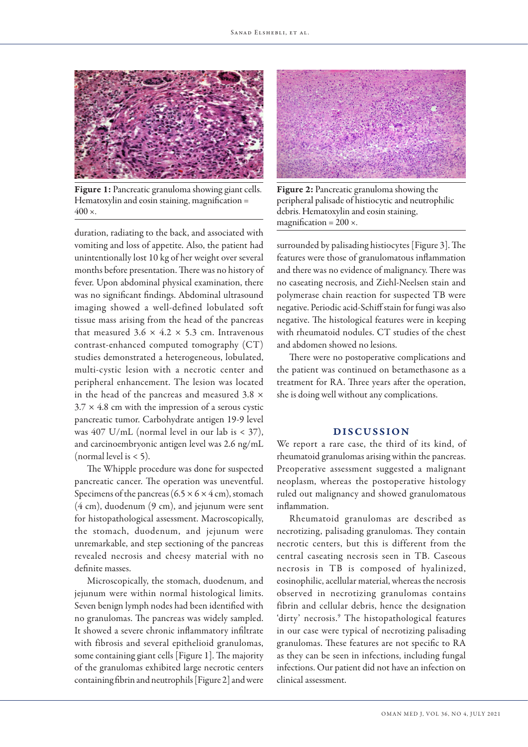Figure 1: Pancreatic granuloma showing giant cells. Hematoxylin and eosin staining, magnification = 400 ×.

duration, radiating to the back, and associated with vomiting and loss of appetite. Also, the patient had unintentionally lost 10 kg of her weight over several months before presentation. There was no history of fever. Upon abdominal physical examination, there was no significant findings. Abdominal ultrasound imaging showed a well-defined lobulated soft tissue mass arising from the head of the pancreas that measured 3.6 × 4.2 × 5.3 cm. Intravenous contrast-enhanced computed tomography (CT) studies demonstrated a heterogeneous, lobulated, multi-cystic lesion with a necrotic center and peripheral enhancement. The lesion was located in the head of the pancreas and measured 3.8 × 3.7 × 4.8 cm with the impression of a serous cystic pancreatic tumor. Carbohydrate antigen 19-9 level was 407 U/mL (normal level in our lab is < 37), and carcinoembryonic antigen level was 2.6 ng/mL (normal level is < 5).

The Whipple procedure was done for suspected pancreatic cancer. The operation was uneventful. Specimens of the pancreas (6.5 × 6 × 4 cm), stomach (4 cm), duodenum (9 cm), and jejunum were sent for histopathological assessment. Macroscopically, the stomach, duodenum, and jejunum were unremarkable, and step sectioning of the pancreas revealed necrosis and cheesy material with no definite masses.

Microscopically, the stomach, duodenum, and jejunum were within normal histological limits. Seven benign lymph nodes had been identified with no granulomas. The pancreas was widely sampled. It showed a severe chronic inflammatory infiltrate with fibrosis and several epithelioid granulomas, some containing giant cells [Figure 1]. The majority of the granulomas exhibited large necrotic centers containing fibrin and neutrophils [Figure 2] and were surrounded by palisading histiocytes [Figure 3]. The features were those of granulomatous inflammation and there was no evidence of malignancy. There was no caseating necrosis, and Ziehl-Neelsen stain and polymerase chain reaction for suspected TB were negative. Periodic acid-Schiff stain for fungi was also negative. The histological features were in keeping with rheumatoid nodules. CT studies of the chest and abdomen showed no lesions.

Figure 2: Pancreatic granuloma showing the peripheral palisade of histiocytic and neutrophilic debris. Hematoxylin and eosin staining, magnification = 200 ×.

There were no postoperative complications and the patient was continued on betamethasone as a treatment for RA. Three years after the operation, she is doing well without any complications.

## DISCUSSION

We report a rare case, the third of its kind, of rheumatoid granulomas arising within the pancreas. Preoperative assessment suggested a malignant neoplasm, whereas the postoperative histology ruled out malignancy and showed granulomatous inflammation.

Rheumatoid granulomas are described as necrotizing, palisading granulomas. They contain necrotic centers, but this is different from the central caseating necrosis seen in TB. Caseous necrosis in TB is composed of hyalinized, eosinophilic, acellular material, whereas the necrosis observed in necrotizing granulomas contains fibrin and cellular debris, hence the designation 'dirty' necrosis.[9] The histopathological features in our case were typical of necrotizing palisading granulomas. These features are not specific to RA as they can be seen in infections, including fungal infections. Our patient did not have an infection on clinical assessment.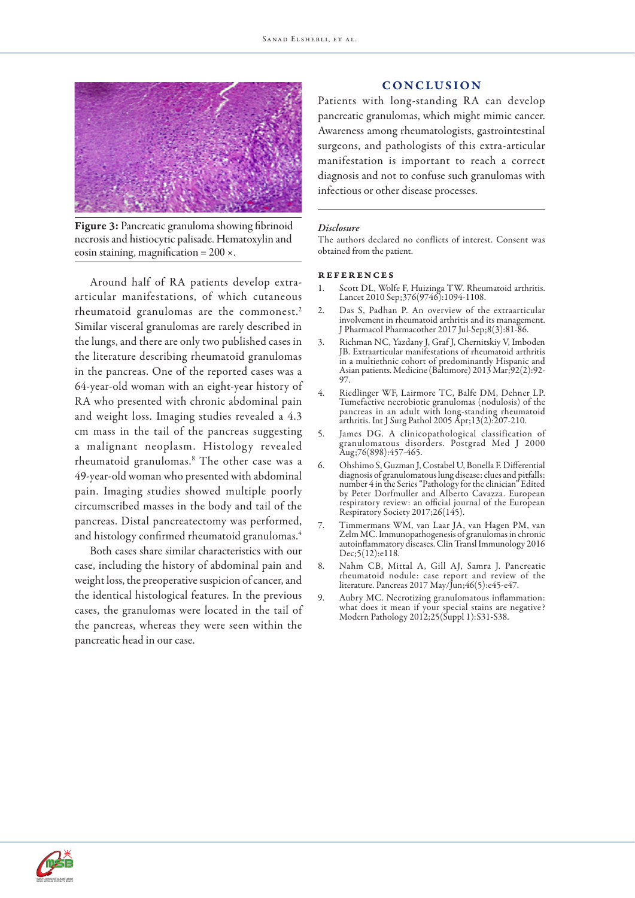**Figure 3:** Pancreatic granuloma showing fibrinoid necrosis and histiocytic palisade. Hematoxylin and eosin staining, magnification = 200 ×.

Around half of RA patients develop extra-articular manifestations, of which cutaneous rheumatoid granulomas are the commonest.[2] Similar visceral granulomas are rarely described in the lungs, and there are only two published cases in the literature describing rheumatoid granulomas in the pancreas. One of the reported cases was a 64-year-old woman with an eight-year history of RA who presented with chronic abdominal pain and weight loss. Imaging studies revealed a 4.3 cm mass in the tail of the pancreas suggesting a malignant neoplasm. Histology revealed rheumatoid granulomas.[8] The other case was a 49-year-old woman who presented with abdominal pain. Imaging studies showed multiple poorly circumscribed masses in the body and tail of the pancreas. Distal pancreatectomy was performed, and histology confirmed rheumatoid granulomas.[4]

Both cases share similar characteristics with our case, including the history of abdominal pain and weight loss, the preoperative suspicion of cancer, and the identical histological features. In the previous cases, the granulomas were located in the tail of the pancreas, whereas they were seen within the pancreatic head in our case.

## CONCLUSION

Patients with long-standing RA can develop pancreatic granulomas, which might mimic cancer. Awareness among rheumatologists, gastrointestinal surgeons, and pathologists of this extra-articular manifestation is important to reach a correct diagnosis and not to confuse such granulomas with infectious or other disease processes.

### *Disclosure*

The authors declared no conflicts of interest. Consent was obtained from the patient.

### REFERENCES

1. Scott DL, Wolfe F, Huizinga TW. Rheumatoid arthritis. Lancet 2010 Sep;376(9746):1094-1108.
2. Das S, Padhan P. An overview of the extraarticular involvement in rheumatoid arthritis and its management. J Pharmacol Pharmacother 2017 Jul-Sep;8(3):81-86.
3. Richman NC, Yazdany J, Graf J, Chernitskiy V, Imboden JB. Extraarticular manifestations of rheumatoid arthritis in a multiethnic cohort of predominantly Hispanic and Asian patients. Medicine (Baltimore) 2013 Mar;92(2):92-97.
4. Riedlinger WF, Lairmore TC, Balfe DM, Dehner LP. Tumefactive necrobiotic granulomas (nodulosis) of the pancreas in an adult with long-standing rheumatoid arthritis. Int J Surg Pathol 2005 Apr;13(2):207-210.
5. James DG. A clinicopathological classification of granulomatous disorders. Postgrad Med J 2000 Aug;76(898):457-465.
6. Ohshimo S, Guzman J, Costabel U, Bonella F. Differential diagnosis of granulomatous lung disease: clues and pitfalls: number 4 in the Series "Pathology for the clinician" Edited by Peter Dorfmuller and Alberto Cavazza. European respiratory review: an official journal of the European Respiratory Society 2017;26(145).
7. Timmermans WM, van Laar JA, van Hagen PM, van Zelm MC. Immunopathogenesis of granulomas in chronic autoinflammatory diseases. Clin Transl Immunology 2016 Dec;5(12):e118.
8. Nahm CB, Mittal A, Gill AJ, Samra J. Pancreatic rheumatoid nodule: case report and review of the literature. Pancreas 2017 May/Jun;46(5):e45-e47.
9. Aubry MC. Necrotizing granulomatous inflammation: what does it mean if your special stains are negative? Modern Pathology 2012;25(Suppl 1):S31-S38.